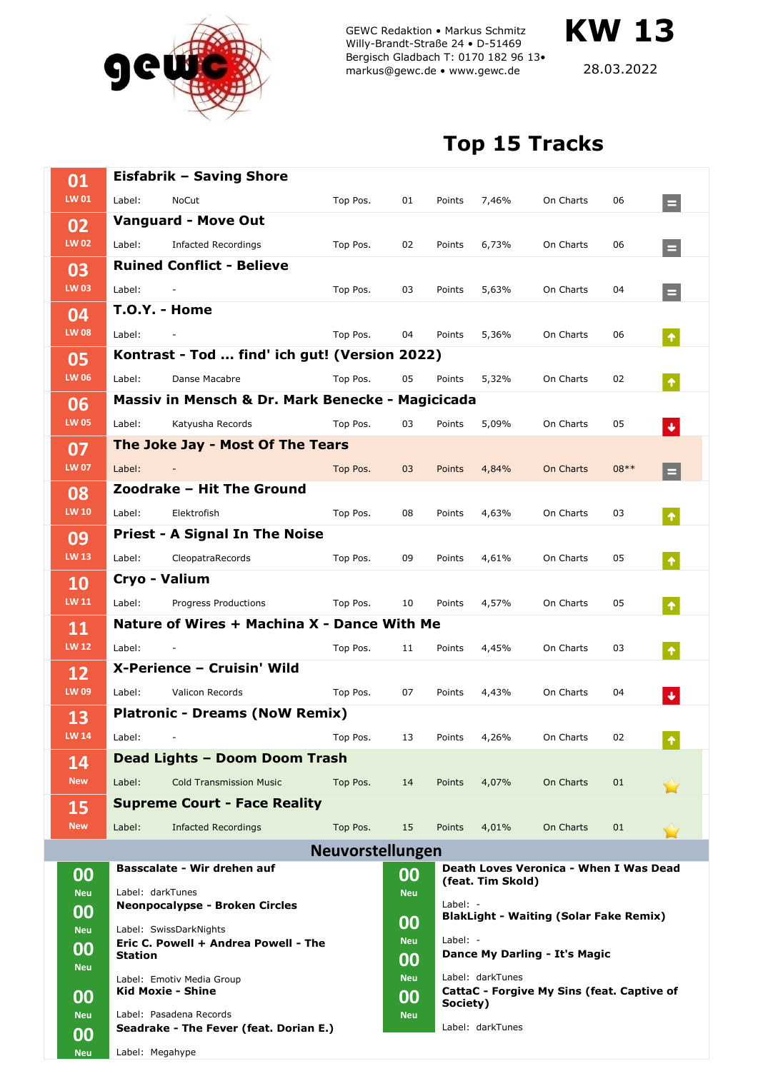GEWC Redaktion • Markus Schmitz
Willy-Brandt-Straße 24 • D-51469
Bergisch Gladbach T: 0170 182 96 13•
markus@gewc.de • www.gewc.de

# KW 13

28.03.2022

## Top 15 Tracks

| Pos. | LW | Track | Label | Top Pos. | Points | On Charts | Trend |
|---|---|---|---|---|---|---|---|
| 01 | LW 01 | **Eisfabrik – Saving Shore** | NoCut | 01 | 7,46% | 06 | = |
| 02 | LW 02 | **Vanguard - Move Out** | Infacted Recordings | 02 | 6,73% | 06 | = |
| 03 | LW 03 | **Ruined Conflict - Believe** | - | 03 | 5,63% | 04 | = |
| 04 | LW 08 | **T.O.Y. - Home** | - | 04 | 5,36% | 06 | ↑ |
| 05 | LW 06 | **Kontrast - Tod ... find' ich gut! (Version 2022)** | Danse Macabre | 05 | 5,32% | 02 | ↑ |
| 06 | LW 05 | **Massiv in Mensch & Dr. Mark Benecke - Magicicada** | Katyusha Records | 03 | 5,09% | 05 | ↓ |
| 07 | LW 07 | **The Joke Jay - Most Of The Tears** | - | 03 | 4,84% | 08** | = |
| 08 | LW 10 | **Zoodrake – Hit The Ground** | Elektrofish | 08 | 4,63% | 03 | ↑ |
| 09 | LW 13 | **Priest - A Signal In The Noise** | CleopatraRecords | 09 | 4,61% | 05 | ↑ |
| 10 | LW 11 | **Cryo - Valium** | Progress Productions | 10 | 4,57% | 05 | ↑ |
| 11 | LW 12 | **Nature of Wires + Machina X - Dance With Me** | - | 11 | 4,45% | 03 | ↑ |
| 12 | LW 09 | **X-Perience – Cruisin' Wild** | Valicon Records | 07 | 4,43% | 04 | ↓ |
| 13 | LW 14 | **Platronic - Dreams (NoW Remix)** | - | 13 | 4,26% | 02 | ↑ |
| 14 | New | **Dead Lights – Doom Doom Trash** | Cold Transmission Music | 14 | 4,07% | 01 | ☆ |
| 15 | New | **Supreme Court - Face Reality** | Infacted Recordings | 15 | 4,01% | 01 | ☆ |

## Neuvorstellungen

| Pos. | Track | Label |
|---|---|---|
| 00 Neu | **Basscalate - Wir drehen auf** | darkTunes |
| 00 Neu | **Neonpocalypse - Broken Circles** | SwissDarkNights |
| 00 Neu | **Eric C. Powell + Andrea Powell - The Station** | Emotiv Media Group |
| 00 Neu | **Kid Moxie - Shine** | Pasadena Records |
| 00 Neu | **Seadrake - The Fever (feat. Dorian E.)** | Megahype |
| 00 Neu | **Death Loves Veronica - When I Was Dead (feat. Tim Skold)** | - |
| 00 Neu | **BlakLight - Waiting (Solar Fake Remix)** | - |
| 00 Neu | **Dance My Darling - It's Magic** | darkTunes |
| 00 Neu | **CattaC - Forgive My Sins (feat. Captive of Society)** | darkTunes |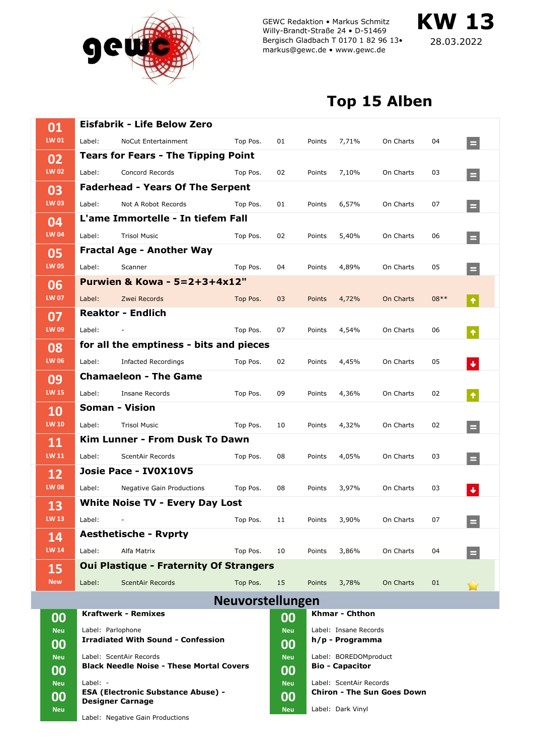GEWC Redaktion • Markus Schmitz
Willy-Brandt-Straße 24 • D-51469
Bergisch Gladbach T 0170 1 82 96 13•
markus@gewc.de • www.gewc.de

# KW 13

28.03.2022

## Top 15 Alben

| Pos. | LW | Artist - Title | Label | Top Pos. | Points | On Charts | Trend |
|---|---|---|---|---|---|---|---|
| 01 | LW 01 | Eisfabrik - Life Below Zero | NoCut Entertainment | 01 | 7,71% | 04 | = |
| 02 | LW 02 | Tears for Fears - The Tipping Point | Concord Records | 02 | 7,10% | 03 | = |
| 03 | LW 03 | Faderhead - Years Of The Serpent | Not A Robot Records | 01 | 6,57% | 07 | = |
| 04 | LW 04 | L'ame Immortelle - In tiefem Fall | Trisol Music | 02 | 5,40% | 06 | = |
| 05 | LW 05 | Fractal Age - Another Way | Scanner | 04 | 4,89% | 05 | = |
| 06 | LW 07 | Purwien & Kowa - 5=2+3+4x12" | Zwei Records | 03 | 4,72% | 08** | ↑ |
| 07 | LW 09 | Reaktor - Endlich | - | 07 | 4,54% | 06 | ↑ |
| 08 | LW 06 | for all the emptiness - bits and pieces | Infacted Recordings | 02 | 4,45% | 05 | ↓ |
| 09 | LW 15 | Chamaeleon - The Game | Insane Records | 09 | 4,36% | 02 | ↑ |
| 10 | LW 10 | Soman - Vision | Trisol Music | 10 | 4,32% | 02 | = |
| 11 | LW 11 | Kim Lunner - From Dusk To Dawn | ScentAir Records | 08 | 4,05% | 03 | = |
| 12 | LW 08 | Josie Pace - IV0X10V5 | Negative Gain Productions | 08 | 3,97% | 03 | ↓ |
| 13 | LW 13 | White Noise TV - Every Day Lost | - | 11 | 3,90% | 07 | = |
| 14 | LW 14 | Aesthetische - Rvprty | Alfa Matrix | 10 | 3,86% | 04 | = |
| 15 | New | Oui Plastique - Fraternity Of Strangers | ScentAir Records | 15 | 3,78% | 01 | ★ |

## Neuvorstellungen

| Pos. | | Artist - Title | Label |
|---|---|---|---|
| 00 | Neu | Kraftwerk - Remixes | Parlophone |
| 00 | Neu | Irradiated With Sound - Confession | ScentAir Records |
| 00 | Neu | Black Needle Noise - These Mortal Covers | - |
| 00 | Neu | ESA (Electronic Substance Abuse) - Designer Carnage | Negative Gain Productions |
| 00 | Neu | Khmar - Chthon | Insane Records |
| 00 | Neu | h/p - Programma | BOREDOMproduct |
| 00 | Neu | Bio - Capacitor | ScentAir Records |
| 00 | Neu | Chiron - The Sun Goes Down | Dark Vinyl |